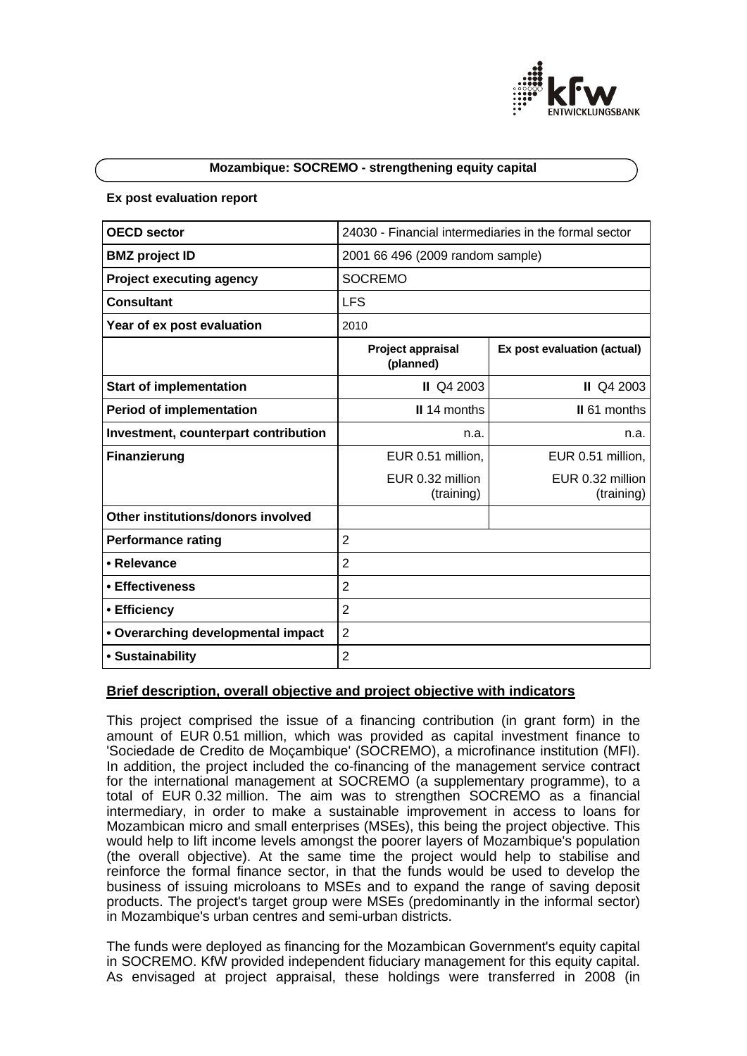**Mozambique: SOCREMO - strengthening equity capital**

**Ex post evaluation report**

| OECD sector | 24030 - Financial intermediaries in the formal sector | |
|---|---|---|
| **BMZ project ID** | 2001 66 496 (2009 random sample) | |
| **Project executing agency** | SOCREMO | |
| **Consultant** | LFS | |
| **Year of ex post evaluation** | 2010 | |
| | **Project appraisal (planned)** | **Ex post evaluation (actual)** |
| **Start of implementation** | Q4 2003 | Q4 2003 |
| **Period of implementation** | 14 months | 61 months |
| **Investment, counterpart contribution** | n.a. | n.a. |
| **Finanzierung** | EUR 0.51 million, EUR 0.32 million (training) | EUR 0.51 million, EUR 0.32 million (training) |
| **Other institutions/donors involved** | | |
| **Performance rating** | 2 | |
| **• Relevance** | 2 | |
| **• Effectiveness** | 2 | |
| **• Efficiency** | 2 | |
| **• Overarching developmental impact** | 2 | |
| **• Sustainability** | 2 | |

## Brief description, overall objective and project objective with indicators

This project comprised the issue of a financing contribution (in grant form) in the amount of EUR 0.51 million, which was provided as capital investment finance to 'Sociedade de Credito de Moçambique' (SOCREMO), a microfinance institution (MFI). In addition, the project included the co-financing of the management service contract for the international management at SOCREMO (a supplementary programme), to a total of EUR 0.32 million. The aim was to strengthen SOCREMO as a financial intermediary, in order to make a sustainable improvement in access to loans for Mozambican micro and small enterprises (MSEs), this being the project objective. This would help to lift income levels amongst the poorer layers of Mozambique's population (the overall objective). At the same time the project would help to stabilise and reinforce the formal finance sector, in that the funds would be used to develop the business of issuing microloans to MSEs and to expand the range of saving deposit products. The project's target group were MSEs (predominantly in the informal sector) in Mozambique's urban centres and semi-urban districts.

The funds were deployed as financing for the Mozambican Government's equity capital in SOCREMO. KfW provided independent fiduciary management for this equity capital. As envisaged at project appraisal, these holdings were transferred in 2008 (in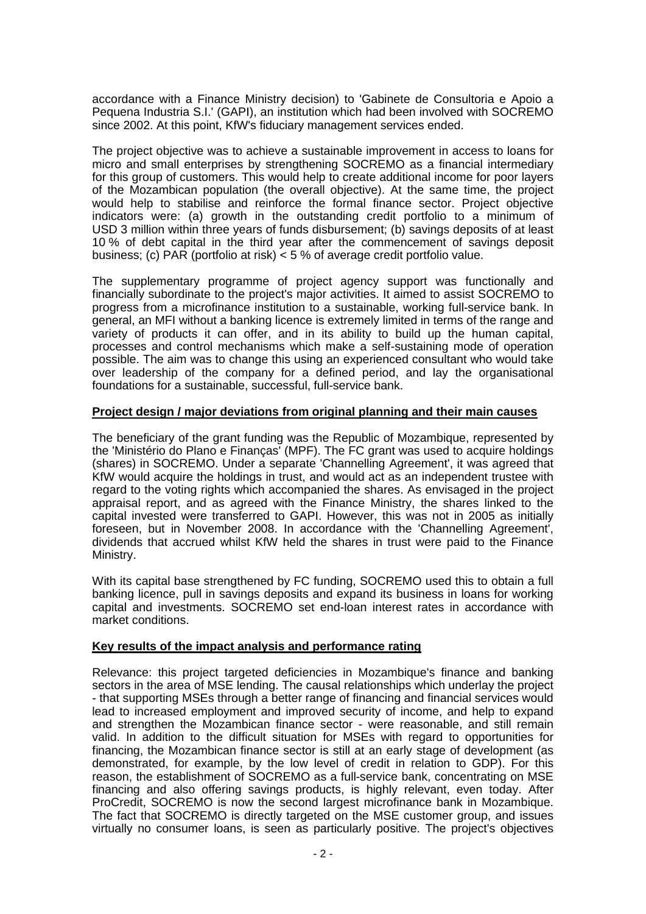accordance with a Finance Ministry decision) to 'Gabinete de Consultoria e Apoio a Pequena Industria S.I.' (GAPI), an institution which had been involved with SOCREMO since 2002. At this point, KfW's fiduciary management services ended.

The project objective was to achieve a sustainable improvement in access to loans for micro and small enterprises by strengthening SOCREMO as a financial intermediary for this group of customers. This would help to create additional income for poor layers of the Mozambican population (the overall objective). At the same time, the project would help to stabilise and reinforce the formal finance sector. Project objective indicators were: (a) growth in the outstanding credit portfolio to a minimum of USD 3 million within three years of funds disbursement; (b) savings deposits of at least 10 % of debt capital in the third year after the commencement of savings deposit business; (c) PAR (portfolio at risk) < 5 % of average credit portfolio value.

The supplementary programme of project agency support was functionally and financially subordinate to the project's major activities. It aimed to assist SOCREMO to progress from a microfinance institution to a sustainable, working full-service bank. In general, an MFI without a banking licence is extremely limited in terms of the range and variety of products it can offer, and in its ability to build up the human capital, processes and control mechanisms which make a self-sustaining mode of operation possible. The aim was to change this using an experienced consultant who would take over leadership of the company for a defined period, and lay the organisational foundations for a sustainable, successful, full-service bank.

**Project design / major deviations from original planning and their main causes**

The beneficiary of the grant funding was the Republic of Mozambique, represented by the 'Ministério do Plano e Finanças' (MPF). The FC grant was used to acquire holdings (shares) in SOCREMO. Under a separate 'Channelling Agreement', it was agreed that KfW would acquire the holdings in trust, and would act as an independent trustee with regard to the voting rights which accompanied the shares. As envisaged in the project appraisal report, and as agreed with the Finance Ministry, the shares linked to the capital invested were transferred to GAPI. However, this was not in 2005 as initially foreseen, but in November 2008. In accordance with the 'Channelling Agreement', dividends that accrued whilst KfW held the shares in trust were paid to the Finance Ministry.

With its capital base strengthened by FC funding, SOCREMO used this to obtain a full banking licence, pull in savings deposits and expand its business in loans for working capital and investments. SOCREMO set end-loan interest rates in accordance with market conditions.

**Key results of the impact analysis and performance rating**

Relevance: this project targeted deficiencies in Mozambique's finance and banking sectors in the area of MSE lending. The causal relationships which underlay the project - that supporting MSEs through a better range of financing and financial services would lead to increased employment and improved security of income, and help to expand and strengthen the Mozambican finance sector - were reasonable, and still remain valid. In addition to the difficult situation for MSEs with regard to opportunities for financing, the Mozambican finance sector is still at an early stage of development (as demonstrated, for example, by the low level of credit in relation to GDP). For this reason, the establishment of SOCREMO as a full-service bank, concentrating on MSE financing and also offering savings products, is highly relevant, even today. After ProCredit, SOCREMO is now the second largest microfinance bank in Mozambique. The fact that SOCREMO is directly targeted on the MSE customer group, and issues virtually no consumer loans, is seen as particularly positive. The project's objectives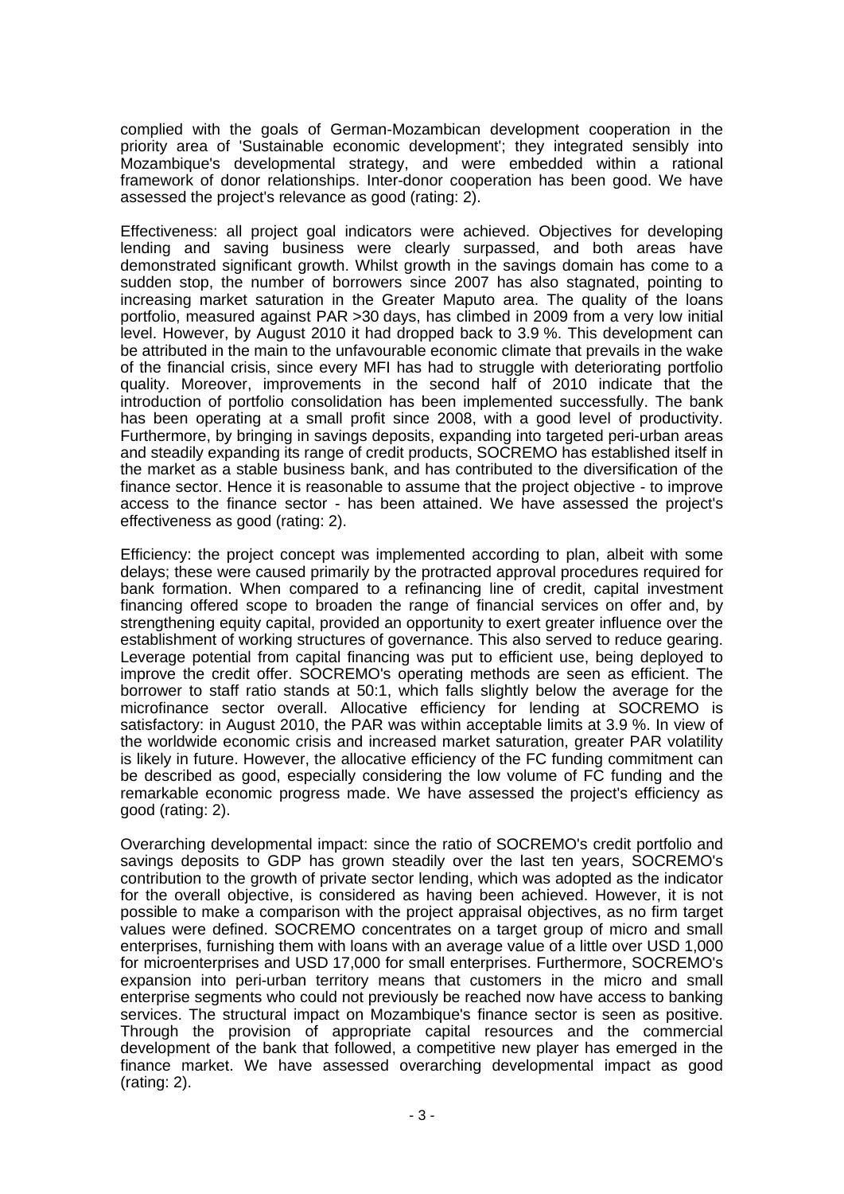complied with the goals of German-Mozambican development cooperation in the priority area of 'Sustainable economic development'; they integrated sensibly into Mozambique's developmental strategy, and were embedded within a rational framework of donor relationships. Inter-donor cooperation has been good. We have assessed the project's relevance as good (rating: 2).

Effectiveness: all project goal indicators were achieved. Objectives for developing lending and saving business were clearly surpassed, and both areas have demonstrated significant growth. Whilst growth in the savings domain has come to a sudden stop, the number of borrowers since 2007 has also stagnated, pointing to increasing market saturation in the Greater Maputo area. The quality of the loans portfolio, measured against PAR >30 days, has climbed in 2009 from a very low initial level. However, by August 2010 it had dropped back to 3.9 %. This development can be attributed in the main to the unfavourable economic climate that prevails in the wake of the financial crisis, since every MFI has had to struggle with deteriorating portfolio quality. Moreover, improvements in the second half of 2010 indicate that the introduction of portfolio consolidation has been implemented successfully. The bank has been operating at a small profit since 2008, with a good level of productivity. Furthermore, by bringing in savings deposits, expanding into targeted peri-urban areas and steadily expanding its range of credit products, SOCREMO has established itself in the market as a stable business bank, and has contributed to the diversification of the finance sector. Hence it is reasonable to assume that the project objective - to improve access to the finance sector - has been attained. We have assessed the project's effectiveness as good (rating: 2).

Efficiency: the project concept was implemented according to plan, albeit with some delays; these were caused primarily by the protracted approval procedures required for bank formation. When compared to a refinancing line of credit, capital investment financing offered scope to broaden the range of financial services on offer and, by strengthening equity capital, provided an opportunity to exert greater influence over the establishment of working structures of governance. This also served to reduce gearing. Leverage potential from capital financing was put to efficient use, being deployed to improve the credit offer. SOCREMO's operating methods are seen as efficient. The borrower to staff ratio stands at 50:1, which falls slightly below the average for the microfinance sector overall. Allocative efficiency for lending at SOCREMO is satisfactory: in August 2010, the PAR was within acceptable limits at 3.9 %. In view of the worldwide economic crisis and increased market saturation, greater PAR volatility is likely in future. However, the allocative efficiency of the FC funding commitment can be described as good, especially considering the low volume of FC funding and the remarkable economic progress made. We have assessed the project's efficiency as good (rating: 2).

Overarching developmental impact: since the ratio of SOCREMO's credit portfolio and savings deposits to GDP has grown steadily over the last ten years, SOCREMO's contribution to the growth of private sector lending, which was adopted as the indicator for the overall objective, is considered as having been achieved. However, it is not possible to make a comparison with the project appraisal objectives, as no firm target values were defined. SOCREMO concentrates on a target group of micro and small enterprises, furnishing them with loans with an average value of a little over USD 1,000 for microenterprises and USD 17,000 for small enterprises. Furthermore, SOCREMO's expansion into peri-urban territory means that customers in the micro and small enterprise segments who could not previously be reached now have access to banking services. The structural impact on Mozambique's finance sector is seen as positive. Through the provision of appropriate capital resources and the commercial development of the bank that followed, a competitive new player has emerged in the finance market. We have assessed overarching developmental impact as good (rating: 2).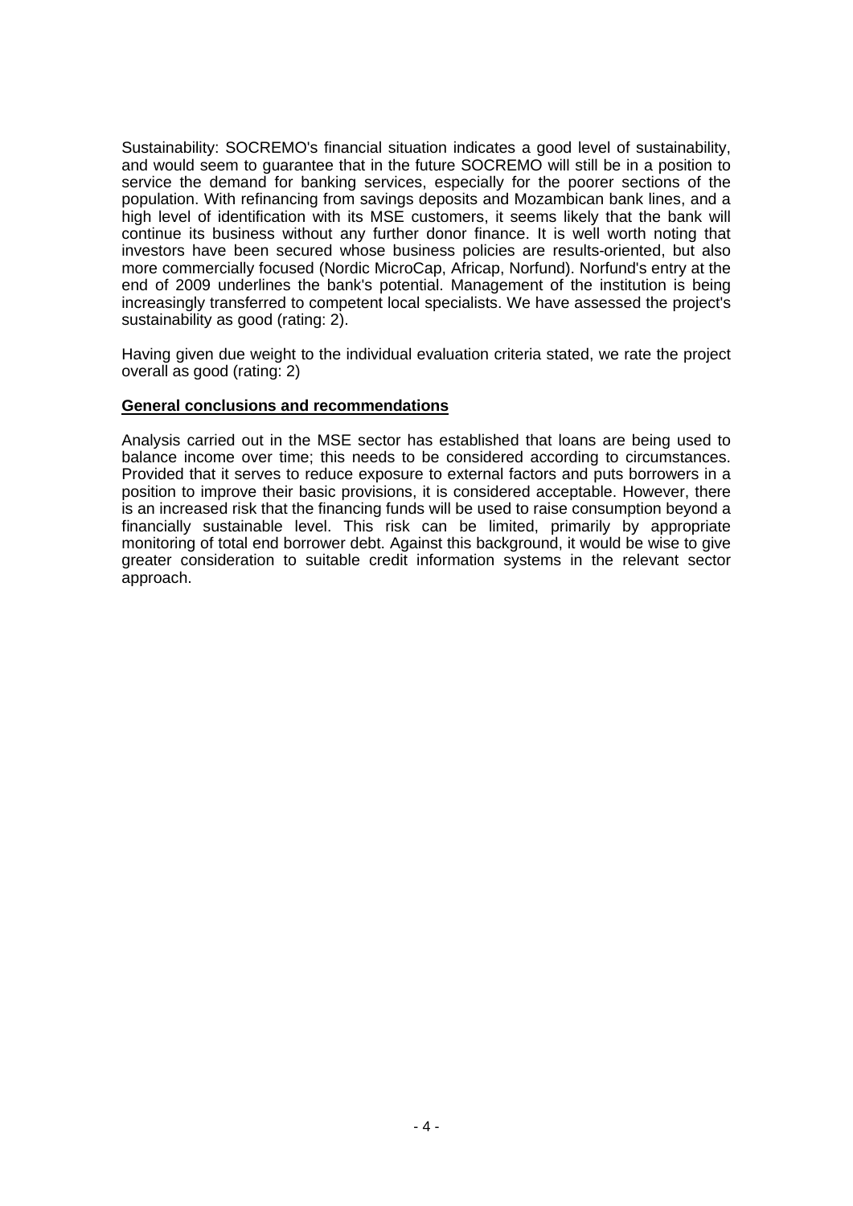Sustainability: SOCREMO's financial situation indicates a good level of sustainability, and would seem to guarantee that in the future SOCREMO will still be in a position to service the demand for banking services, especially for the poorer sections of the population. With refinancing from savings deposits and Mozambican bank lines, and a high level of identification with its MSE customers, it seems likely that the bank will continue its business without any further donor finance. It is well worth noting that investors have been secured whose business policies are results-oriented, but also more commercially focused (Nordic MicroCap, Africap, Norfund). Norfund's entry at the end of 2009 underlines the bank's potential. Management of the institution is being increasingly transferred to competent local specialists. We have assessed the project's sustainability as good (rating: 2).

Having given due weight to the individual evaluation criteria stated, we rate the project overall as good (rating: 2)

**General conclusions and recommendations**

Analysis carried out in the MSE sector has established that loans are being used to balance income over time; this needs to be considered according to circumstances. Provided that it serves to reduce exposure to external factors and puts borrowers in a position to improve their basic provisions, it is considered acceptable. However, there is an increased risk that the financing funds will be used to raise consumption beyond a financially sustainable level. This risk can be limited, primarily by appropriate monitoring of total end borrower debt. Against this background, it would be wise to give greater consideration to suitable credit information systems in the relevant sector approach.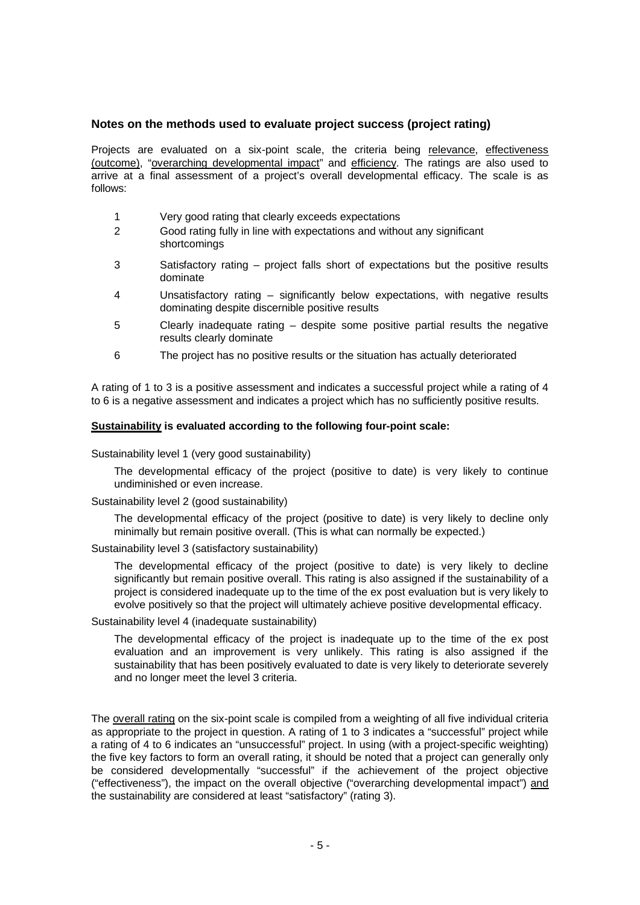**Notes on the methods used to evaluate project success (project rating)**

Projects are evaluated on a six-point scale, the criteria being relevance, effectiveness (outcome), "overarching developmental impact" and efficiency. The ratings are also used to arrive at a final assessment of a project's overall developmental efficacy. The scale is as follows:

1. Very good rating that clearly exceeds expectations
2. Good rating fully in line with expectations and without any significant shortcomings
3. Satisfactory rating – project falls short of expectations but the positive results dominate
4. Unsatisfactory rating – significantly below expectations, with negative results dominating despite discernible positive results
5. Clearly inadequate rating – despite some positive partial results the negative results clearly dominate
6. The project has no positive results or the situation has actually deteriorated

A rating of 1 to 3 is a positive assessment and indicates a successful project while a rating of 4 to 6 is a negative assessment and indicates a project which has no sufficiently positive results.

**Sustainability is evaluated according to the following four-point scale:**

Sustainability level 1 (very good sustainability)

The developmental efficacy of the project (positive to date) is very likely to continue undiminished or even increase.

Sustainability level 2 (good sustainability)

The developmental efficacy of the project (positive to date) is very likely to decline only minimally but remain positive overall. (This is what can normally be expected.)

Sustainability level 3 (satisfactory sustainability)

The developmental efficacy of the project (positive to date) is very likely to decline significantly but remain positive overall. This rating is also assigned if the sustainability of a project is considered inadequate up to the time of the ex post evaluation but is very likely to evolve positively so that the project will ultimately achieve positive developmental efficacy.

Sustainability level 4 (inadequate sustainability)

The developmental efficacy of the project is inadequate up to the time of the ex post evaluation and an improvement is very unlikely. This rating is also assigned if the sustainability that has been positively evaluated to date is very likely to deteriorate severely and no longer meet the level 3 criteria.

The overall rating on the six-point scale is compiled from a weighting of all five individual criteria as appropriate to the project in question. A rating of 1 to 3 indicates a "successful" project while a rating of 4 to 6 indicates an "unsuccessful" project. In using (with a project-specific weighting) the five key factors to form an overall rating, it should be noted that a project can generally only be considered developmentally "successful" if the achievement of the project objective ("effectiveness"), the impact on the overall objective ("overarching developmental impact") and the sustainability are considered at least "satisfactory" (rating 3).